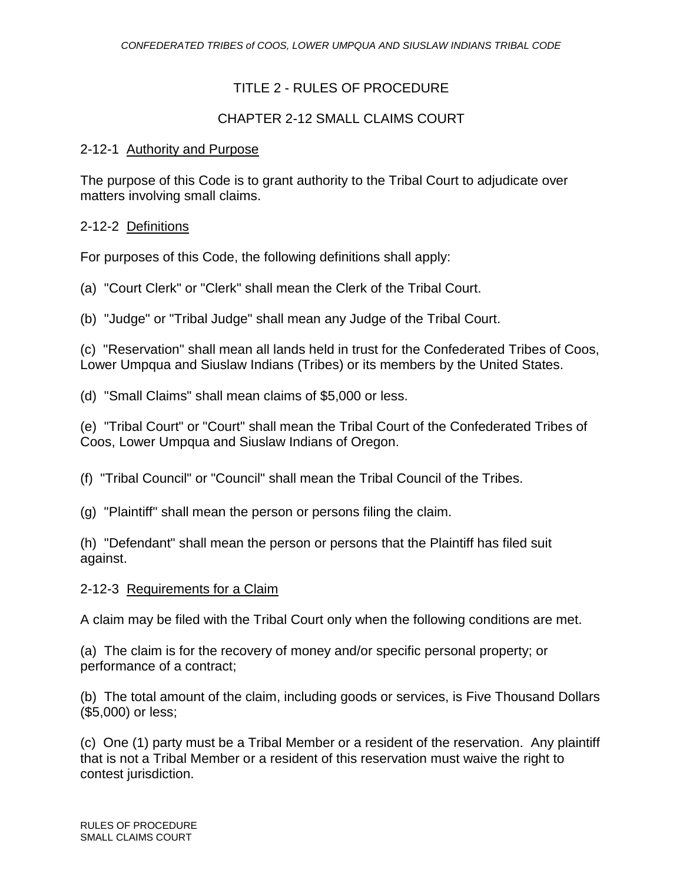# TITLE 2 - RULES OF PROCEDURE

## CHAPTER 2-12 SMALL CLAIMS COURT

### 2-12-1 Authority and Purpose

The purpose of this Code is to grant authority to the Tribal Court to adjudicate over matters involving small claims.

### 2-12-2 Definitions

For purposes of this Code, the following definitions shall apply:

(a) "Court Clerk" or "Clerk" shall mean the Clerk of the Tribal Court.

(b) "Judge" or "Tribal Judge" shall mean any Judge of the Tribal Court.

(c) "Reservation" shall mean all lands held in trust for the Confederated Tribes of Coos, Lower Umpqua and Siuslaw Indians (Tribes) or its members by the United States.

(d) "Small Claims" shall mean claims of $5,000 or less.

(e) "Tribal Court" or "Court" shall mean the Tribal Court of the Confederated Tribes of Coos, Lower Umpqua and Siuslaw Indians of Oregon.

(f) "Tribal Council" or "Council" shall mean the Tribal Council of the Tribes.

(g) "Plaintiff" shall mean the person or persons filing the claim.

(h) "Defendant" shall mean the person or persons that the Plaintiff has filed suit against.

### 2-12-3 Requirements for a Claim

A claim may be filed with the Tribal Court only when the following conditions are met.

(a) The claim is for the recovery of money and/or specific personal property; or performance of a contract;

(b) The total amount of the claim, including goods or services, is Five Thousand Dollars ($5,000) or less;

(c) One (1) party must be a Tribal Member or a resident of the reservation. Any plaintiff that is not a Tribal Member or a resident of this reservation must waive the right to contest jurisdiction.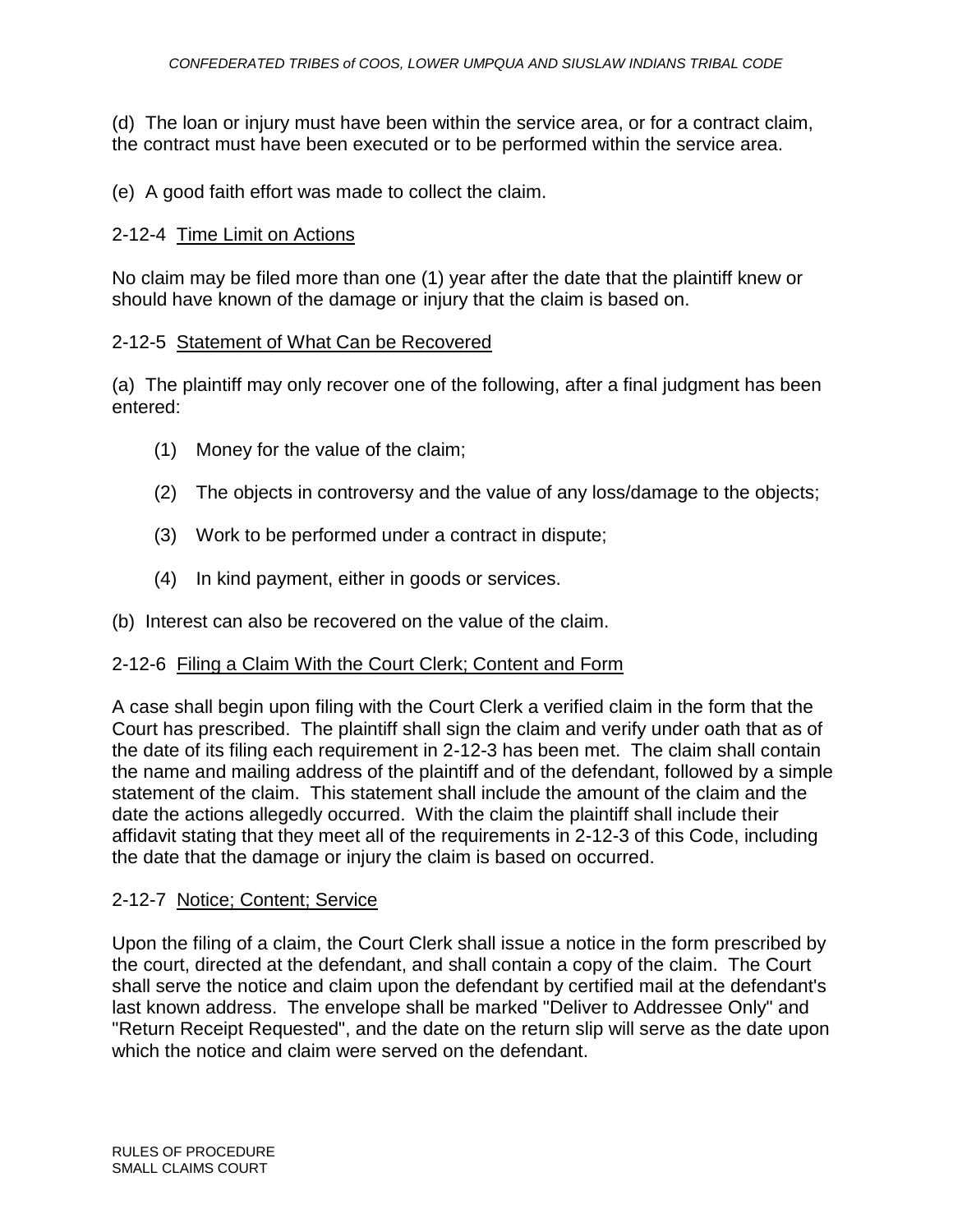(d) The loan or injury must have been within the service area, or for a contract claim, the contract must have been executed or to be performed within the service area.

(e) A good faith effort was made to collect the claim.

## 2-12-4 Time Limit on Actions

No claim may be filed more than one (1) year after the date that the plaintiff knew or should have known of the damage or injury that the claim is based on.

## 2-12-5 Statement of What Can be Recovered

(a) The plaintiff may only recover one of the following, after a final judgment has been entered:

(1) Money for the value of the claim;

(2) The objects in controversy and the value of any loss/damage to the objects;

(3) Work to be performed under a contract in dispute;

(4) In kind payment, either in goods or services.

(b) Interest can also be recovered on the value of the claim.

## 2-12-6 Filing a Claim With the Court Clerk; Content and Form

A case shall begin upon filing with the Court Clerk a verified claim in the form that the Court has prescribed. The plaintiff shall sign the claim and verify under oath that as of the date of its filing each requirement in 2-12-3 has been met. The claim shall contain the name and mailing address of the plaintiff and of the defendant, followed by a simple statement of the claim. This statement shall include the amount of the claim and the date the actions allegedly occurred. With the claim the plaintiff shall include their affidavit stating that they meet all of the requirements in 2-12-3 of this Code, including the date that the damage or injury the claim is based on occurred.

## 2-12-7 Notice; Content; Service

Upon the filing of a claim, the Court Clerk shall issue a notice in the form prescribed by the court, directed at the defendant, and shall contain a copy of the claim. The Court shall serve the notice and claim upon the defendant by certified mail at the defendant's last known address. The envelope shall be marked "Deliver to Addressee Only" and "Return Receipt Requested", and the date on the return slip will serve as the date upon which the notice and claim were served on the defendant.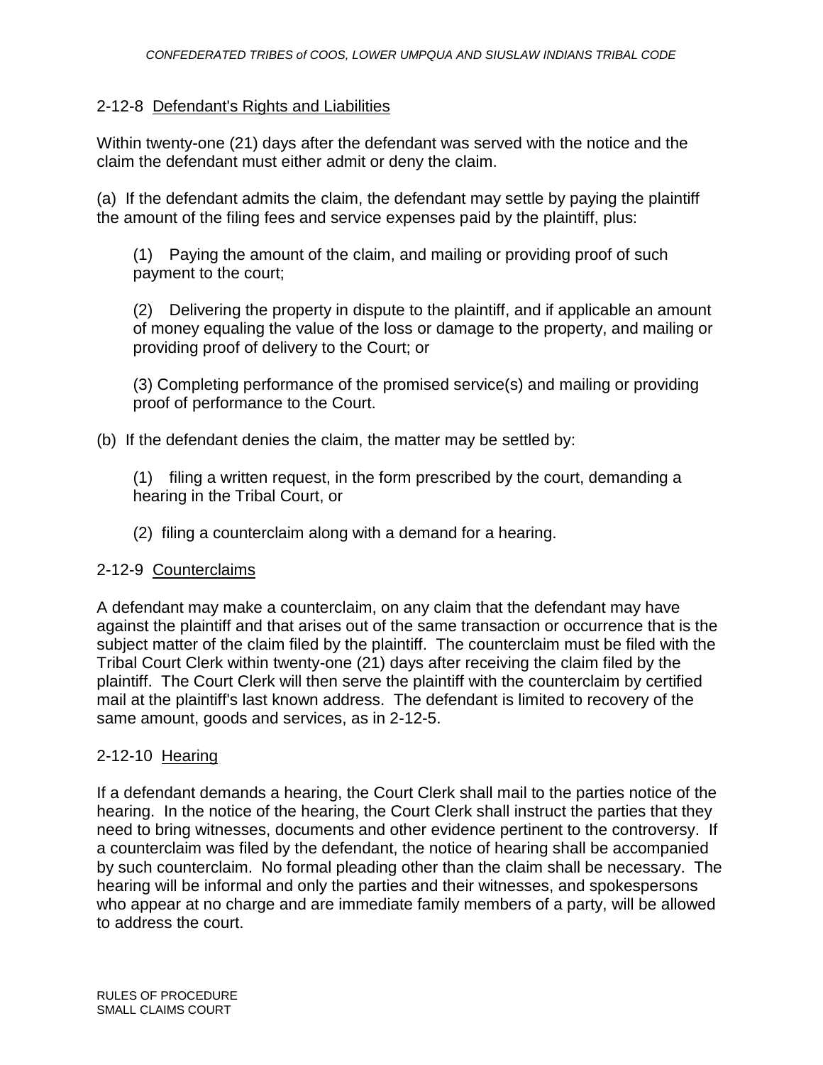## 2-12-8 Defendant's Rights and Liabilities

Within twenty-one (21) days after the defendant was served with the notice and the claim the defendant must either admit or deny the claim.

(a) If the defendant admits the claim, the defendant may settle by paying the plaintiff the amount of the filing fees and service expenses paid by the plaintiff, plus:

(1) Paying the amount of the claim, and mailing or providing proof of such payment to the court;

(2) Delivering the property in dispute to the plaintiff, and if applicable an amount of money equaling the value of the loss or damage to the property, and mailing or providing proof of delivery to the Court; or

(3) Completing performance of the promised service(s) and mailing or providing proof of performance to the Court.

(b) If the defendant denies the claim, the matter may be settled by:

(1) filing a written request, in the form prescribed by the court, demanding a hearing in the Tribal Court, or

(2) filing a counterclaim along with a demand for a hearing.

## 2-12-9 Counterclaims

A defendant may make a counterclaim, on any claim that the defendant may have against the plaintiff and that arises out of the same transaction or occurrence that is the subject matter of the claim filed by the plaintiff. The counterclaim must be filed with the Tribal Court Clerk within twenty-one (21) days after receiving the claim filed by the plaintiff. The Court Clerk will then serve the plaintiff with the counterclaim by certified mail at the plaintiff's last known address. The defendant is limited to recovery of the same amount, goods and services, as in 2-12-5.

## 2-12-10 Hearing

If a defendant demands a hearing, the Court Clerk shall mail to the parties notice of the hearing. In the notice of the hearing, the Court Clerk shall instruct the parties that they need to bring witnesses, documents and other evidence pertinent to the controversy. If a counterclaim was filed by the defendant, the notice of hearing shall be accompanied by such counterclaim. No formal pleading other than the claim shall be necessary. The hearing will be informal and only the parties and their witnesses, and spokespersons who appear at no charge and are immediate family members of a party, will be allowed to address the court.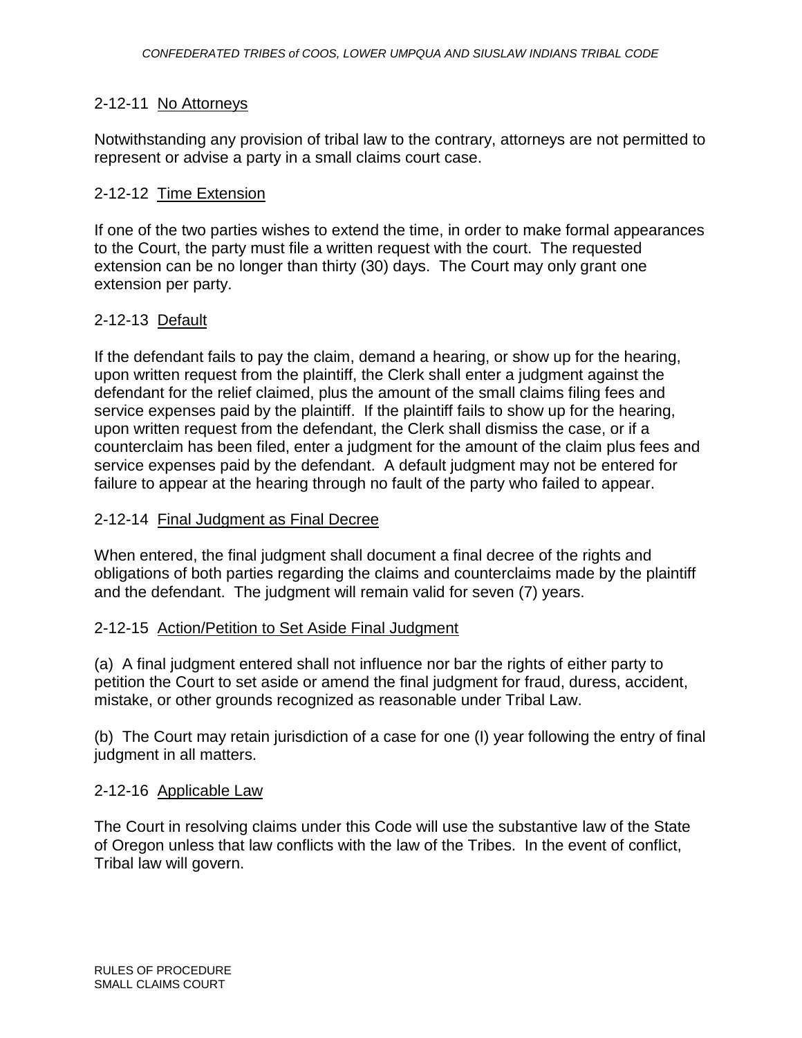## 2-12-11 No Attorneys

Notwithstanding any provision of tribal law to the contrary, attorneys are not permitted to represent or advise a party in a small claims court case.

## 2-12-12 Time Extension

If one of the two parties wishes to extend the time, in order to make formal appearances to the Court, the party must file a written request with the court. The requested extension can be no longer than thirty (30) days. The Court may only grant one extension per party.

## 2-12-13 Default

If the defendant fails to pay the claim, demand a hearing, or show up for the hearing, upon written request from the plaintiff, the Clerk shall enter a judgment against the defendant for the relief claimed, plus the amount of the small claims filing fees and service expenses paid by the plaintiff. If the plaintiff fails to show up for the hearing, upon written request from the defendant, the Clerk shall dismiss the case, or if a counterclaim has been filed, enter a judgment for the amount of the claim plus fees and service expenses paid by the defendant. A default judgment may not be entered for failure to appear at the hearing through no fault of the party who failed to appear.

## 2-12-14 Final Judgment as Final Decree

When entered, the final judgment shall document a final decree of the rights and obligations of both parties regarding the claims and counterclaims made by the plaintiff and the defendant. The judgment will remain valid for seven (7) years.

## 2-12-15 Action/Petition to Set Aside Final Judgment

(a) A final judgment entered shall not influence nor bar the rights of either party to petition the Court to set aside or amend the final judgment for fraud, duress, accident, mistake, or other grounds recognized as reasonable under Tribal Law.

(b) The Court may retain jurisdiction of a case for one (I) year following the entry of final judgment in all matters.

## 2-12-16 Applicable Law

The Court in resolving claims under this Code will use the substantive law of the State of Oregon unless that law conflicts with the law of the Tribes. In the event of conflict, Tribal law will govern.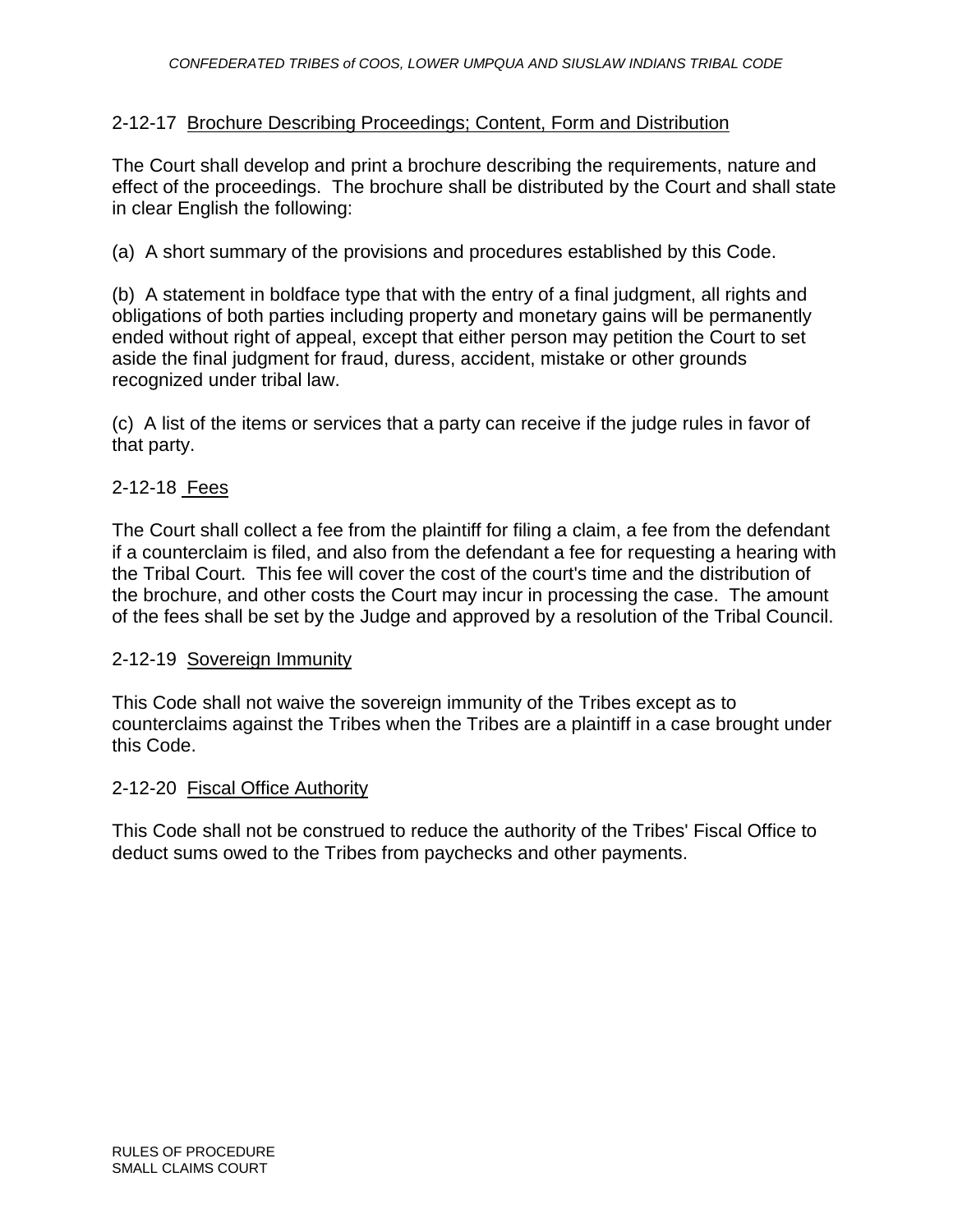## 2-12-17 Brochure Describing Proceedings; Content, Form and Distribution

The Court shall develop and print a brochure describing the requirements, nature and effect of the proceedings. The brochure shall be distributed by the Court and shall state in clear English the following:

(a) A short summary of the provisions and procedures established by this Code.

(b) A statement in boldface type that with the entry of a final judgment, all rights and obligations of both parties including property and monetary gains will be permanently ended without right of appeal, except that either person may petition the Court to set aside the final judgment for fraud, duress, accident, mistake or other grounds recognized under tribal law.

(c) A list of the items or services that a party can receive if the judge rules in favor of that party.

## 2-12-18 Fees

The Court shall collect a fee from the plaintiff for filing a claim, a fee from the defendant if a counterclaim is filed, and also from the defendant a fee for requesting a hearing with the Tribal Court. This fee will cover the cost of the court's time and the distribution of the brochure, and other costs the Court may incur in processing the case. The amount of the fees shall be set by the Judge and approved by a resolution of the Tribal Council.

## 2-12-19 Sovereign Immunity

This Code shall not waive the sovereign immunity of the Tribes except as to counterclaims against the Tribes when the Tribes are a plaintiff in a case brought under this Code.

## 2-12-20 Fiscal Office Authority

This Code shall not be construed to reduce the authority of the Tribes' Fiscal Office to deduct sums owed to the Tribes from paychecks and other payments.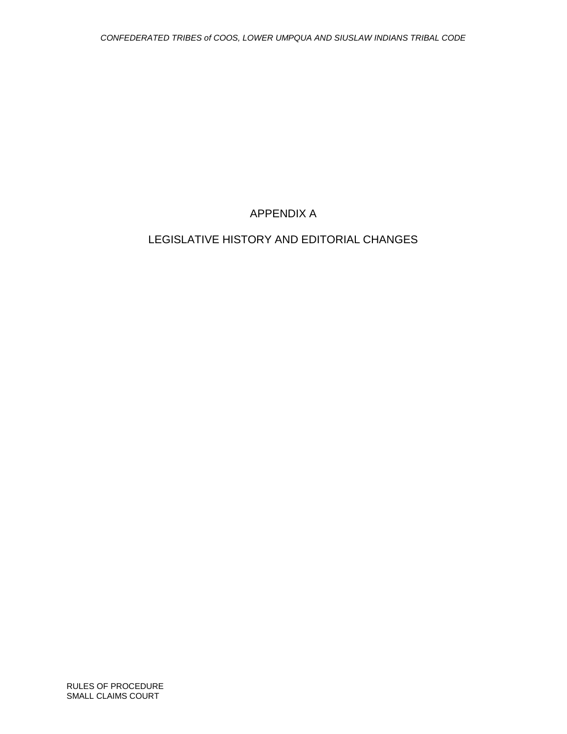# APPENDIX A

# LEGISLATIVE HISTORY AND EDITORIAL CHANGES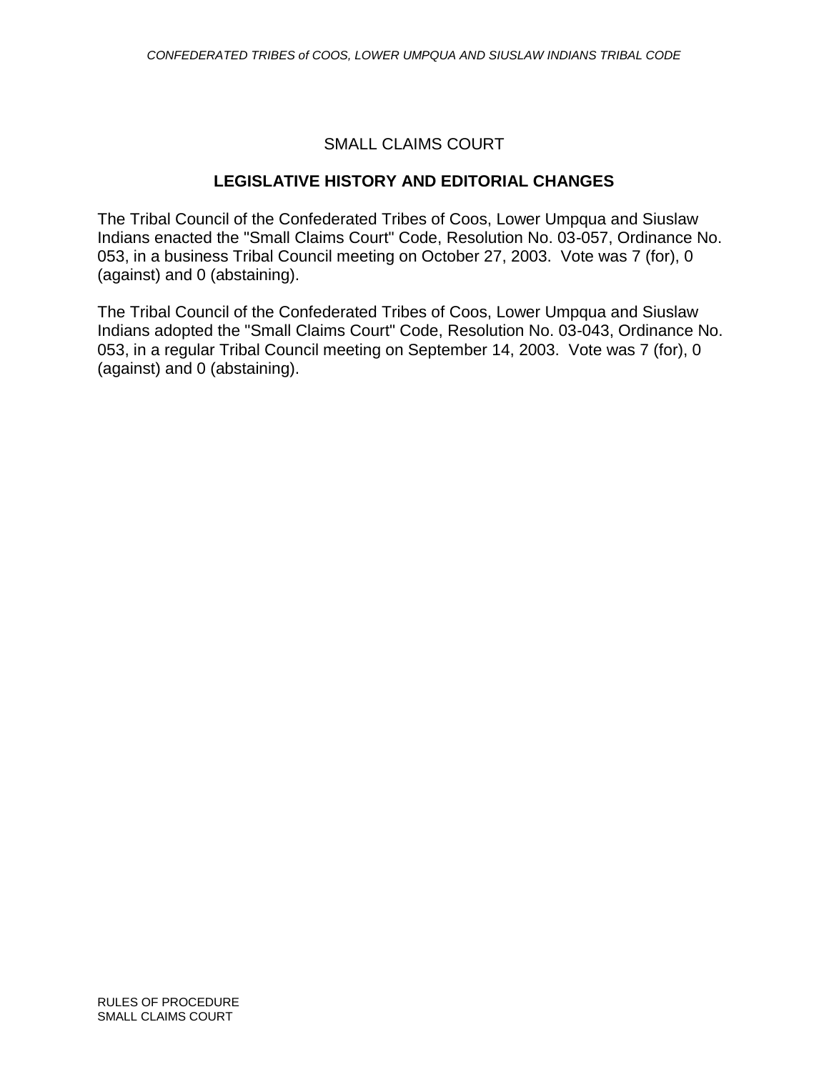SMALL CLAIMS COURT

## LEGISLATIVE HISTORY AND EDITORIAL CHANGES

The Tribal Council of the Confederated Tribes of Coos, Lower Umpqua and Siuslaw Indians enacted the "Small Claims Court" Code, Resolution No. 03-057, Ordinance No. 053, in a business Tribal Council meeting on October 27, 2003. Vote was 7 (for), 0 (against) and 0 (abstaining).

The Tribal Council of the Confederated Tribes of Coos, Lower Umpqua and Siuslaw Indians adopted the "Small Claims Court" Code, Resolution No. 03-043, Ordinance No. 053, in a regular Tribal Council meeting on September 14, 2003. Vote was 7 (for), 0 (against) and 0 (abstaining).